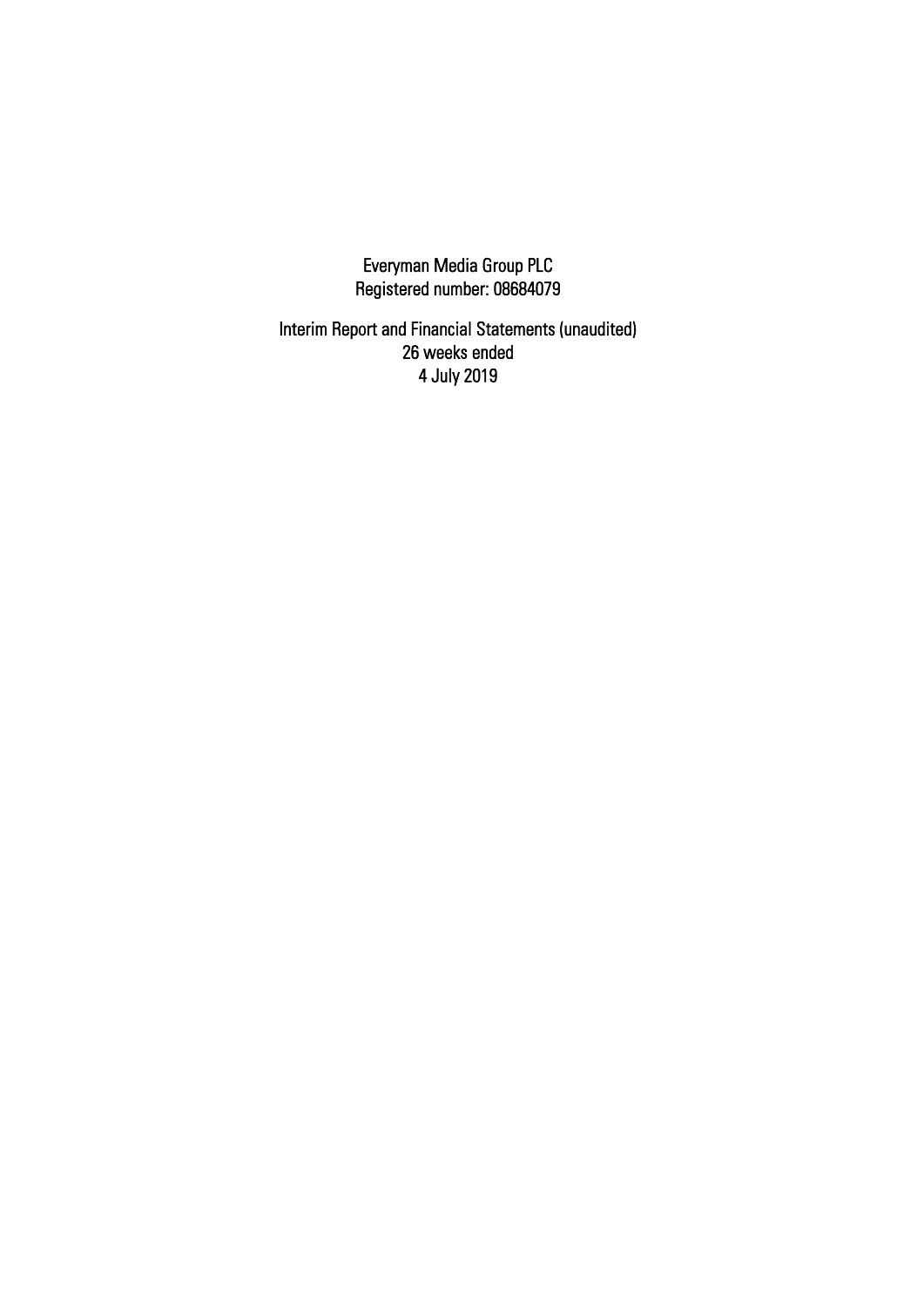Everyman Media Group PLC
Registered number: 08684079

Interim Report and Financial Statements (unaudited)
26 weeks ended
4 July 2019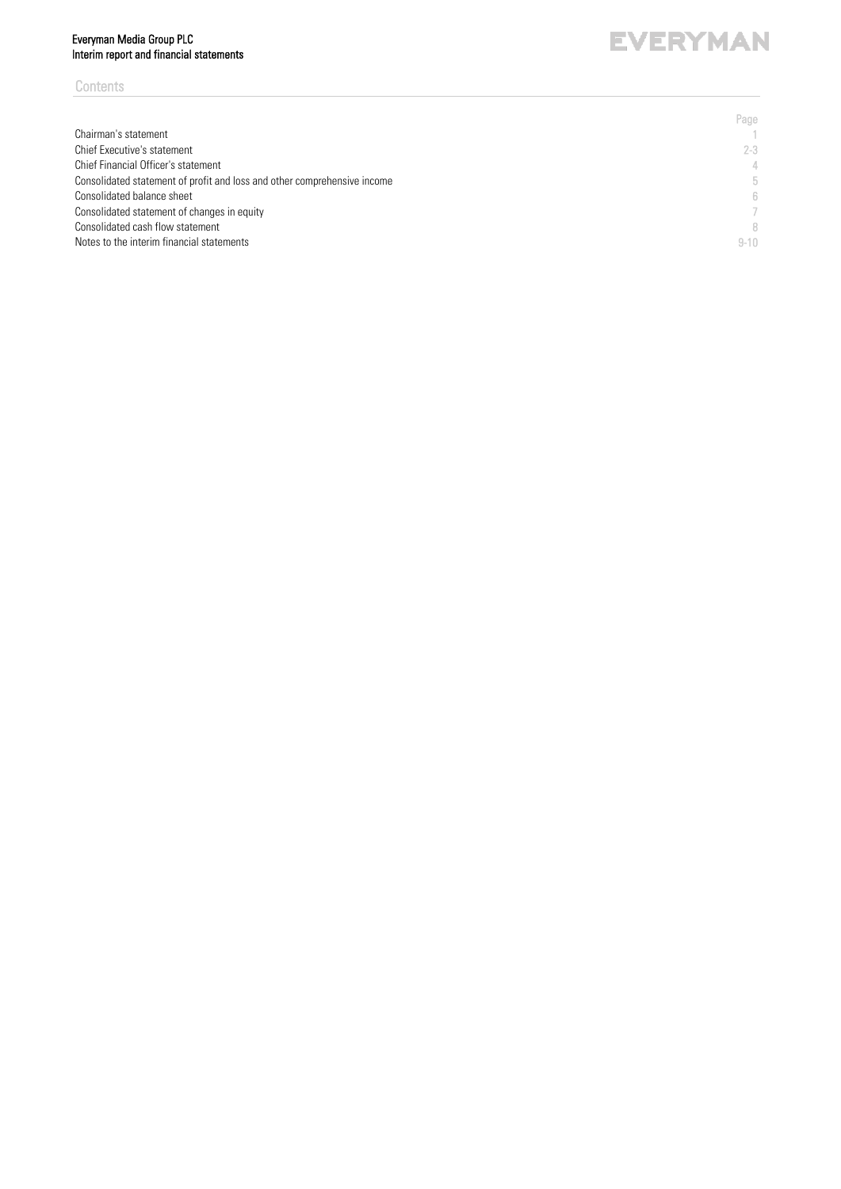## Contents

| | Page |
|---|---|
| Chairman's statement | 1 |
| Chief Executive's statement | 2-3 |
| Chief Financial Officer's statement | 4 |
| Consolidated statement of profit and loss and other comprehensive income | 5 |
| Consolidated balance sheet | 6 |
| Consolidated statement of changes in equity | 7 |
| Consolidated cash flow statement | 8 |
| Notes to the interim financial statements | 9-10 |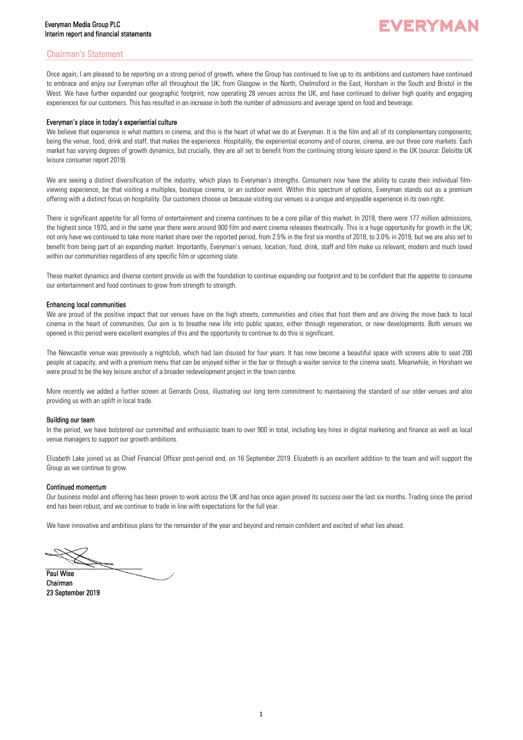## Chairman's Statement

Once again, I am pleased to be reporting on a strong period of growth, where the Group has continued to live up to its ambitions and customers have continued to embrace and enjoy our Everyman offer all throughout the UK; from Glasgow in the North, Chelmsford in the East, Horsham in the South and Bristol in the West. We have further expanded our geographic footprint, now operating 28 venues across the UK, and have continued to deliver high quality and engaging experiences for our customers. This has resulted in an increase in both the number of admissions and average spend on food and beverage.

**Everyman's place in today's experiential culture**

We believe that experience is what matters in cinema, and this is the heart of what we do at Everyman. It is the film and all of its complementary components; being the venue, food, drink and staff, that makes the experience. Hospitality, the experiential economy and of course, cinema, are our three core markets. Each market has varying degrees of growth dynamics, but crucially, they are all set to benefit from the continuing strong leisure spend in the UK (source: Deloitte UK leisure consumer report 2019).

We are seeing a distinct diversification of the industry, which plays to Everyman's strengths. Consumers now have the ability to curate their individual film-viewing experience, be that visiting a multiplex, boutique cinema, or an outdoor event. Within this spectrum of options, Everyman stands out as a premium offering with a distinct focus on hospitality. Our customers choose us because visiting our venues is a unique and enjoyable experience in its own right.

There is significant appetite for all forms of entertainment and cinema continues to be a core pillar of this market. In 2018, there were 177 million admissions, the highest since 1970, and in the same year there were around 900 film and event cinema releases theatrically. This is a huge opportunity for growth in the UK; not only have we continued to take more market share over the reported period, from 2.5% in the first six months of 2018, to 3.0% in 2019, but we are also set to benefit from being part of an expanding market. Importantly, Everyman's venues, location, food, drink, staff and film make us relevant, modern and much loved within our communities regardless of any specific film or upcoming slate.

These market dynamics and diverse content provide us with the foundation to continue expanding our footprint and to be confident that the appetite to consume our entertainment and food continues to grow from strength to strength.

**Enhancing local communities**

We are proud of the positive impact that our venues have on the high streets, communities and cities that host them and are driving the move back to local cinema in the heart of communities. Our aim is to breathe new life into public spaces, either through regeneration, or new developments. Both venues we opened in this period were excellent examples of this and the opportunity to continue to do this is significant.

The Newcastle venue was previously a nightclub, which had lain disused for four years. It has now become a beautiful space with screens able to seat 200 people at capacity, and with a premium menu that can be enjoyed either in the bar or through a waiter service to the cinema seats. Meanwhile, in Horsham we were proud to be the key leisure anchor of a broader redevelopment project in the town centre.

More recently we added a further screen at Gerrards Cross, illustrating our long term commitment to maintaining the standard of our older venues and also providing us with an uplift in local trade.

**Building our team**

In the period, we have bolstered our committed and enthusiastic team to over 900 in total, including key hires in digital marketing and finance as well as local venue managers to support our growth ambitions.

Elizabeth Lake joined us as Chief Financial Officer post-period end, on 16 September 2019. Elizabeth is an excellent addition to the team and will support the Group as we continue to grow.

**Continued momentum**

Our business model and offering has been proven to work across the UK and has once again proved its success over the last six months. Trading since the period end has been robust, and we continue to trade in line with expectations for the full year.

We have innovative and ambitious plans for the remainder of the year and beyond and remain confident and excited of what lies ahead.

**Paul Wise**
**Chairman**
**23 September 2019**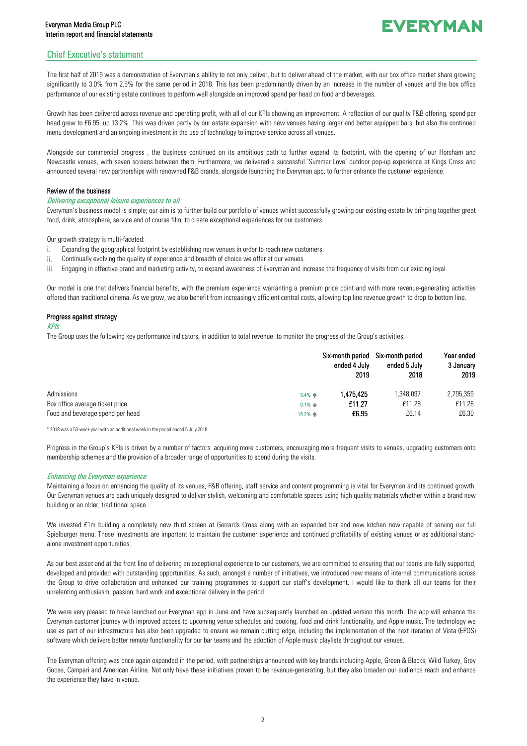## Chief Executive's statement

The first half of 2019 was a demonstration of Everyman's ability to not only deliver, but to deliver ahead of the market, with our box office market share growing significantly to 3.0% from 2.5% for the same period in 2018. This has been predominantly driven by an increase in the number of venues and the box office performance of our existing estate continues to perform well alongside an improved spend per head on food and beverages.

Growth has been delivered across revenue and operating profit, with all of our KPIs showing an improvement. A reflection of our quality F&B offering, spend per head grew to £6.95, up 13.2%. This was driven partly by our estate expansion with new venues having larger and better equipped bars, but also the continued menu development and an ongoing investment in the use of technology to improve service across all venues.

Alongside our commercial progress , the business continued on its ambitious path to further expand its footprint, with the opening of our Horsham and Newcastle venues, with seven screens between them. Furthermore, we delivered a successful 'Summer Love' outdoor pop-up experience at Kings Cross and announced several new partnerships with renowned F&B brands, alongside launching the Everyman app, to further enhance the customer experience.

### Review of the business

*Delivering exceptional leisure experiences to all*

Everyman's business model is simple; our aim is to further build our portfolio of venues whilst successfully growing our existing estate by bringing together great food, drink, atmosphere, service and of course film, to create exceptional experiences for our customers.

Our growth strategy is multi-faceted:

i. Expanding the geographical footprint by establishing new venues in order to reach new customers.
ii. Continually evolving the quality of experience and breadth of choice we offer at our venues.
iii. Engaging in effective brand and marketing activity, to expand awareness of Everyman and increase the frequency of visits from our existing loyal

Our model is one that delivers financial benefits, with the premium experience warranting a premium price point and with more revenue-generating activities offered than traditional cinema. As we grow, we also benefit from increasingly efficient central costs, allowing top line revenue growth to drop to bottom line.

### Progress against strategy

*KPIs*

The Group uses the following key performance indicators, in addition to total revenue, to monitor the progress of the Group's activities:

| | | Six-month period ended 4 July 2019 | Six-month period ended 5 July 2018 | Year ended 3 January 2019 |
|---|---|---|---|---|
| Admissions | 9.4% ↑ | **1,475,425** | 1,348,097 | 2,795,359 |
| Box office average ticket price | -0.1% ↓ | **£11.27** | £11.28 | £11.26 |
| Food and beverage spend per head | 13.2% ↑ | **£6.95** | £6.14 | £6.30 |

\* 2018 was a 53-week year with an additional week in the period ended 5 July 2018.

Progress in the Group's KPIs is driven by a number of factors: acquiring more customers, encouraging more frequent visits to venues, upgrading customers onto membership schemes and the provision of a broader range of opportunities to spend during the visits.

*Enhancing the Everyman experience*

Maintaining a focus on enhancing the quality of its venues, F&B offering, staff service and content programming is vital for Everyman and its continued growth. Our Everyman venues are each uniquely designed to deliver stylish, welcoming and comfortable spaces using high quality materials whether within a brand new building or an older, traditional space.

We invested £1m building a completely new third screen at Gerrards Cross along with an expanded bar and new kitchen now capable of serving our full Spielburger menu. These investments are important to maintain the customer experience and continued profitability of existing venues or as additional stand-alone investment opportunities.

As our best asset and at the front line of delivering an exceptional experience to our customers, we are committed to ensuring that our teams are fully supported, developed and provided with outstanding opportunities. As such, amongst a number of initiatives, we introduced new means of internal communications across the Group to drive collaboration and enhanced our training programmes to support our staff's development. I would like to thank all our teams for their unrelenting enthusiasm, passion, hard work and exceptional delivery in the period.

We were very pleased to have launched our Everyman app in June and have subsequently launched an updated version this month. The app will enhance the Everyman customer journey with improved access to upcoming venue schedules and booking, food and drink functionality, and Apple music. The technology we use as part of our infrastructure has also been upgraded to ensure we remain cutting edge, including the implementation of the next iteration of Vista (EPOS) software which delivers better remote functionality for our bar teams and the adoption of Apple music playlists throughout our venues.

The Everyman offering was once again expanded in the period, with partnerships announced with key brands including Apple, Green & Blacks, Wild Turkey, Grey Goose, Campari and American Airline. Not only have these initiatives proven to be revenue-generating, but they also broaden our audience reach and enhance the experience they have in venue.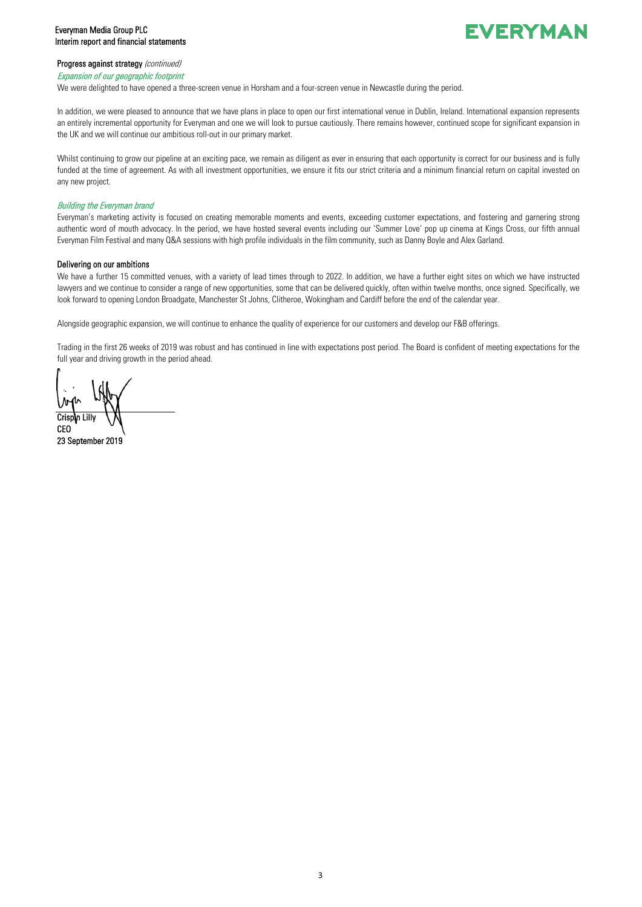## Progress against strategy *(continued)*

### *Expansion of our geographic footprint*

We were delighted to have opened a three-screen venue in Horsham and a four-screen venue in Newcastle during the period.

In addition, we were pleased to announce that we have plans in place to open our first international venue in Dublin, Ireland. International expansion represents an entirely incremental opportunity for Everyman and one we will look to pursue cautiously. There remains however, continued scope for significant expansion in the UK and we will continue our ambitious roll-out in our primary market.

Whilst continuing to grow our pipeline at an exciting pace, we remain as diligent as ever in ensuring that each opportunity is correct for our business and is fully funded at the time of agreement. As with all investment opportunities, we ensure it fits our strict criteria and a minimum financial return on capital invested on any new project.

### *Building the Everyman brand*

Everyman's marketing activity is focused on creating memorable moments and events, exceeding customer expectations, and fostering and garnering strong authentic word of mouth advocacy. In the period, we have hosted several events including our 'Summer Love' pop up cinema at Kings Cross, our fifth annual Everyman Film Festival and many Q&A sessions with high profile individuals in the film community, such as Danny Boyle and Alex Garland.

## Delivering on our ambitions

We have a further 15 committed venues, with a variety of lead times through to 2022. In addition, we have a further eight sites on which we have instructed lawyers and we continue to consider a range of new opportunities, some that can be delivered quickly, often within twelve months, once signed. Specifically, we look forward to opening London Broadgate, Manchester St Johns, Clitheroe, Wokingham and Cardiff before the end of the calendar year.

Alongside geographic expansion, we will continue to enhance the quality of experience for our customers and develop our F&B offerings.

Trading in the first 26 weeks of 2019 was robust and has continued in line with expectations post period. The Board is confident of meeting expectations for the full year and driving growth in the period ahead.

**Crispin Lilly**
**CEO**
**23 September 2019**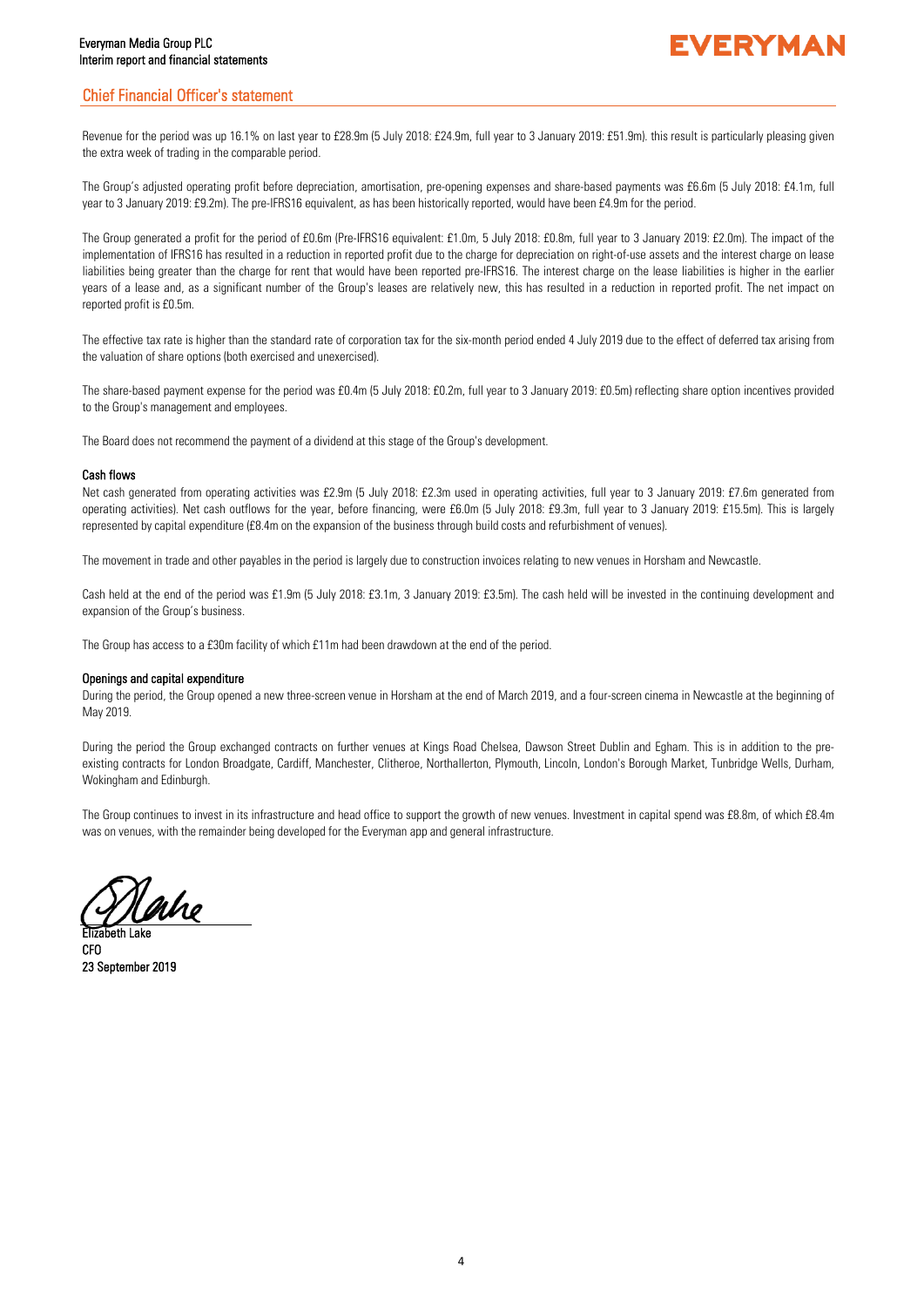## Chief Financial Officer's statement

Revenue for the period was up 16.1% on last year to £28.9m (5 July 2018: £24.9m, full year to 3 January 2019: £51.9m). this result is particularly pleasing given the extra week of trading in the comparable period.

The Group's adjusted operating profit before depreciation, amortisation, pre-opening expenses and share-based payments was £6.6m (5 July 2018: £4.1m, full year to 3 January 2019: £9.2m). The pre-IFRS16 equivalent, as has been historically reported, would have been £4.9m for the period.

The Group generated a profit for the period of £0.6m (Pre-IFRS16 equivalent: £1.0m, 5 July 2018: £0.8m, full year to 3 January 2019: £2.0m). The impact of the implementation of IFRS16 has resulted in a reduction in reported profit due to the charge for depreciation on right-of-use assets and the interest charge on lease liabilities being greater than the charge for rent that would have been reported pre-IFRS16. The interest charge on the lease liabilities is higher in the earlier years of a lease and, as a significant number of the Group's leases are relatively new, this has resulted in a reduction in reported profit. The net impact on reported profit is £0.5m.

The effective tax rate is higher than the standard rate of corporation tax for the six-month period ended 4 July 2019 due to the effect of deferred tax arising from the valuation of share options (both exercised and unexercised).

The share-based payment expense for the period was £0.4m (5 July 2018: £0.2m, full year to 3 January 2019: £0.5m) reflecting share option incentives provided to the Group's management and employees.

The Board does not recommend the payment of a dividend at this stage of the Group's development.

### Cash flows

Net cash generated from operating activities was £2.9m (5 July 2018: £2.3m used in operating activities, full year to 3 January 2019: £7.6m generated from operating activities). Net cash outflows for the year, before financing, were £6.0m (5 July 2018: £9.3m, full year to 3 January 2019: £15.5m). This is largely represented by capital expenditure (£8.4m on the expansion of the business through build costs and refurbishment of venues).

The movement in trade and other payables in the period is largely due to construction invoices relating to new venues in Horsham and Newcastle.

Cash held at the end of the period was £1.9m (5 July 2018: £3.1m, 3 January 2019: £3.5m). The cash held will be invested in the continuing development and expansion of the Group's business.

The Group has access to a £30m facility of which £11m had been drawdown at the end of the period.

### Openings and capital expenditure

During the period, the Group opened a new three-screen venue in Horsham at the end of March 2019, and a four-screen cinema in Newcastle at the beginning of May 2019.

During the period the Group exchanged contracts on further venues at Kings Road Chelsea, Dawson Street Dublin and Egham. This is in addition to the pre-existing contracts for London Broadgate, Cardiff, Manchester, Clitheroe, Northallerton, Plymouth, Lincoln, London's Borough Market, Tunbridge Wells, Durham, Wokingham and Edinburgh.

The Group continues to invest in its infrastructure and head office to support the growth of new venues. Investment in capital spend was £8.8m, of which £8.4m was on venues, with the remainder being developed for the Everyman app and general infrastructure.

Elizabeth Lake
CFO
23 September 2019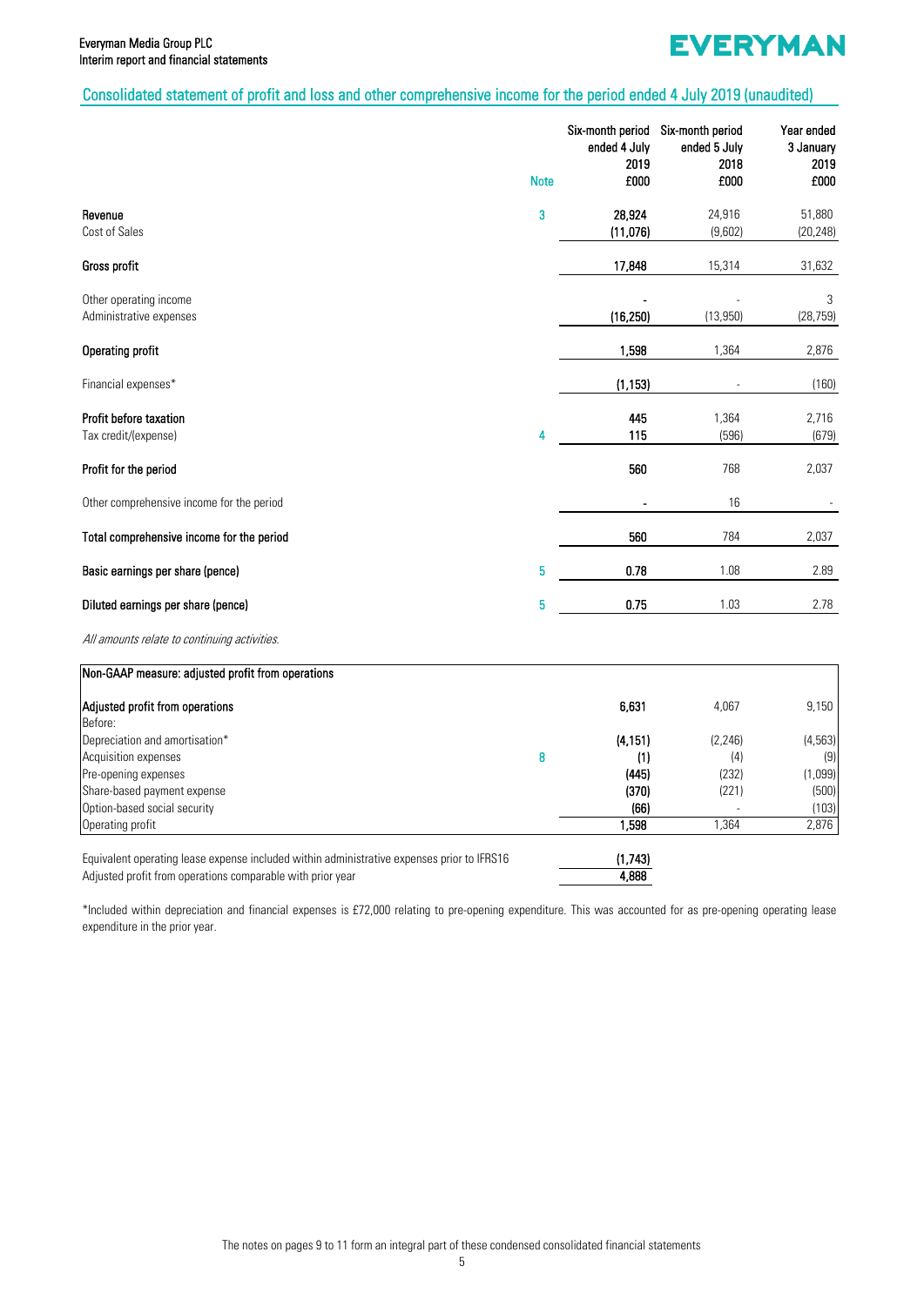## Consolidated statement of profit and loss and other comprehensive income for the period ended 4 July 2019 (unaudited)

| | Note | Six-month period ended 4 July 2019 £000 | Six-month period ended 5 July 2018 £000 | Year ended 3 January 2019 £000 |
|---|---|---|---|---|
| **Revenue** | 3 | **28,924** | 24,916 | 51,880 |
| Cost of Sales | | **(11,076)** | (9,602) | (20,248) |
| **Gross profit** | | **17,848** | 15,314 | 31,632 |
| Other operating income | | - | - | 3 |
| Administrative expenses | | **(16,250)** | (13,950) | (28,759) |
| **Operating profit** | | **1,598** | 1,364 | 2,876 |
| Financial expenses* | | **(1,153)** | - | (160) |
| **Profit before taxation** | | **445** | 1,364 | 2,716 |
| Tax credit/(expense) | 4 | **115** | (596) | (679) |
| **Profit for the period** | | **560** | 768 | 2,037 |
| Other comprehensive income for the period | | - | 16 | - |
| **Total comprehensive income for the period** | | **560** | 784 | 2,037 |
| **Basic earnings per share (pence)** | 5 | **0.78** | 1.08 | 2.89 |
| **Diluted earnings per share (pence)** | 5 | **0.75** | 1.03 | 2.78 |

*All amounts relate to continuing activities.*

| Non-GAAP measure: adjusted profit from operations | | | | |
|---|---|---|---|---|
| **Adjusted profit from operations** | | **6,631** | 4,067 | 9,150 |
| Before: | | | | |
| Depreciation and amortisation* | | **(4,151)** | (2,246) | (4,563) |
| Acquisition expenses | 8 | **(1)** | (4) | (9) |
| Pre-opening expenses | | **(445)** | (232) | (1,099) |
| Share-based payment expense | | **(370)** | (221) | (500) |
| Option-based social security | | **(66)** | - | (103) |
| Operating profit | | **1,598** | 1,364 | 2,876 |

| | | | | |
|---|---|---|---|---|
| Equivalent operating lease expense included within administrative expenses prior to IFRS16 | | **(1,743)** | | |
| Adjusted profit from operations comparable with prior year | | **4,888** | | |

*Included within depreciation and financial expenses is £72,000 relating to pre-opening expenditure. This was accounted for as pre-opening operating lease expenditure in the prior year.

The notes on pages 9 to 11 form an integral part of these condensed consolidated financial statements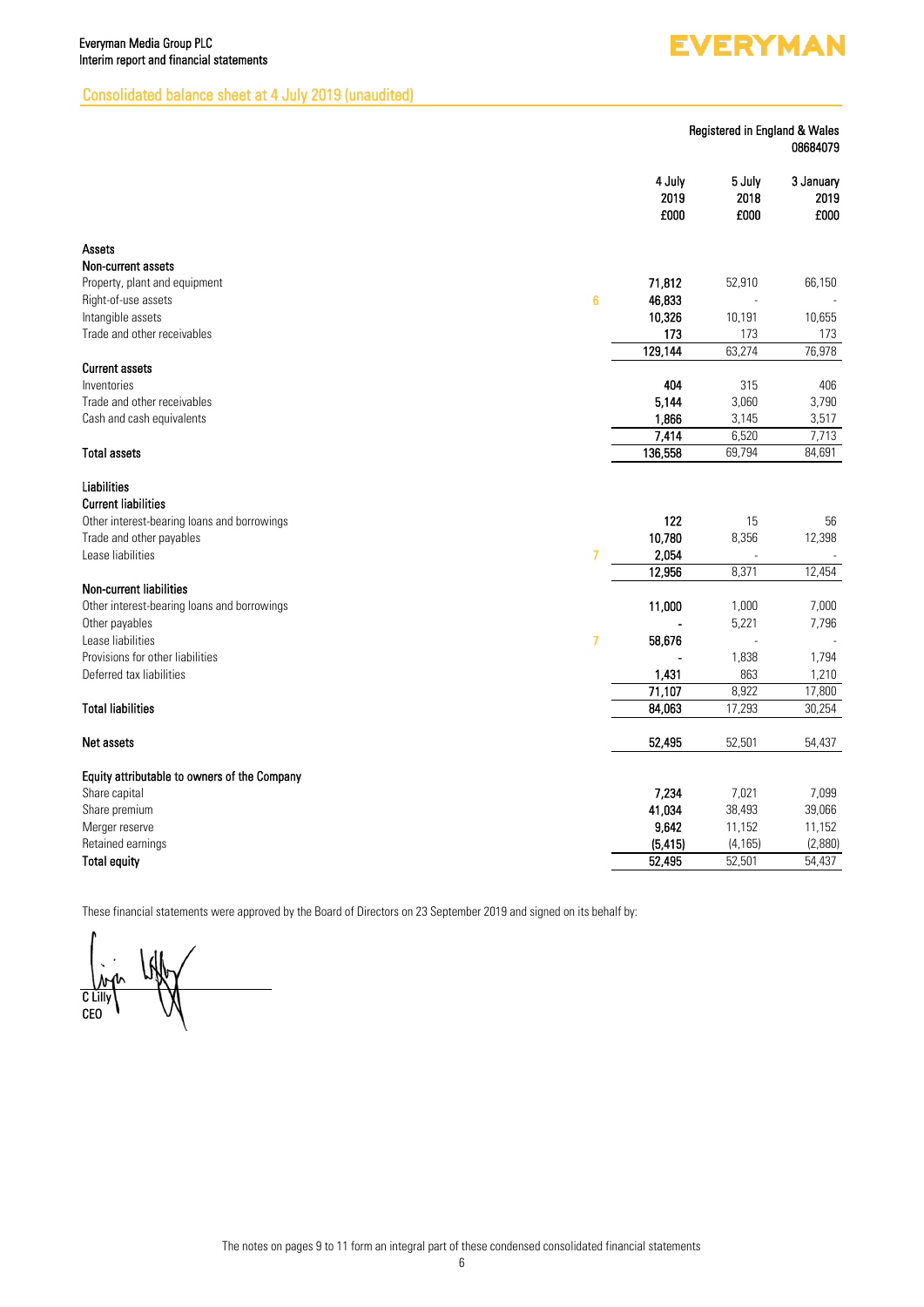# Consolidated balance sheet at 4 July 2019 (unaudited)

Registered in England & Wales
08684079

| | Note | 4 July 2019 £000 | 5 July 2018 £000 | 3 January 2019 £000 |
|---|---|---|---|---|
| **Assets** | | | | |
| **Non-current assets** | | | | |
| Property, plant and equipment | | **71,812** | 52,910 | 66,150 |
| Right-of-use assets | 6 | **46,833** | - | - |
| Intangible assets | | **10,326** | 10,191 | 10,655 |
| Trade and other receivables | | **173** | 173 | 173 |
| | | **129,144** | 63,274 | 76,978 |
| **Current assets** | | | | |
| Inventories | | **404** | 315 | 406 |
| Trade and other receivables | | **5,144** | 3,060 | 3,790 |
| Cash and cash equivalents | | **1,866** | 3,145 | 3,517 |
| | | **7,414** | 6,520 | 7,713 |
| **Total assets** | | **136,558** | 69,794 | 84,691 |
| **Liabilities** | | | | |
| **Current liabilities** | | | | |
| Other interest-bearing loans and borrowings | | **122** | 15 | 56 |
| Trade and other payables | | **10,780** | 8,356 | 12,398 |
| Lease liabilities | 7 | **2,054** | - | - |
| | | **12,956** | 8,371 | 12,454 |
| **Non-current liabilities** | | | | |
| Other interest-bearing loans and borrowings | | **11,000** | 1,000 | 7,000 |
| Other payables | | **-** | 5,221 | 7,796 |
| Lease liabilities | 7 | **58,676** | - | - |
| Provisions for other liabilities | | **-** | 1,838 | 1,794 |
| Deferred tax liabilities | | **1,431** | 863 | 1,210 |
| | | **71,107** | 8,922 | 17,800 |
| **Total liabilities** | | **84,063** | 17,293 | 30,254 |
| **Net assets** | | **52,495** | 52,501 | 54,437 |
| **Equity attributable to owners of the Company** | | | | |
| Share capital | | **7,234** | 7,021 | 7,099 |
| Share premium | | **41,034** | 38,493 | 39,066 |
| Merger reserve | | **9,642** | 11,152 | 11,152 |
| Retained earnings | | **(5,415)** | (4,165) | (2,880) |
| **Total equity** | | **52,495** | 52,501 | 54,437 |

These financial statements were approved by the Board of Directors on 23 September 2019 and signed on its behalf by:

C Lilly
CEO

The notes on pages 9 to 11 form an integral part of these condensed consolidated financial statements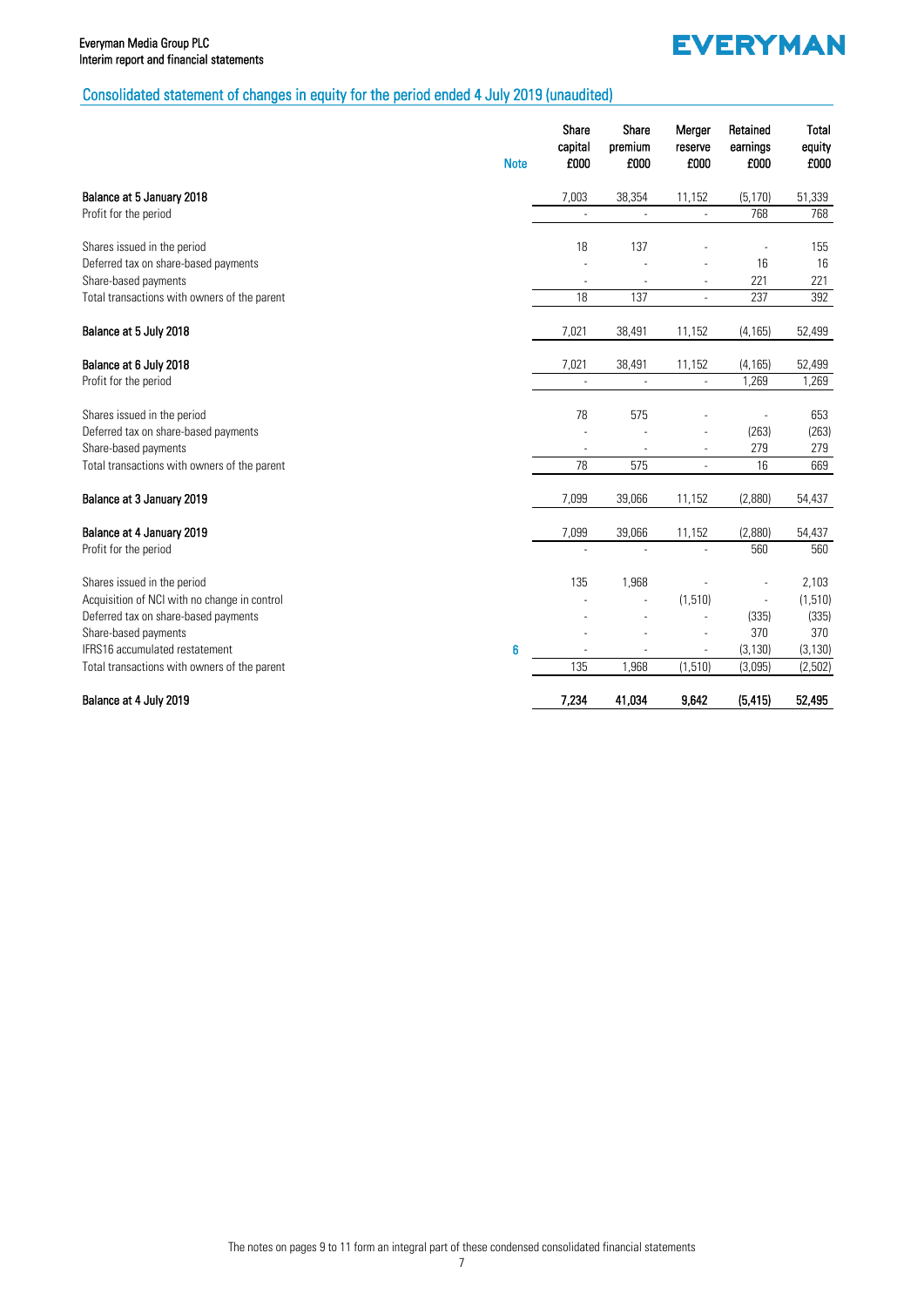## Consolidated statement of changes in equity for the period ended 4 July 2019 (unaudited)

| | Note | Share capital £000 | Share premium £000 | Merger reserve £000 | Retained earnings £000 | Total equity £000 |
|---|---|---|---|---|---|---|
| **Balance at 5 January 2018** | | 7,003 | 38,354 | 11,152 | (5,170) | 51,339 |
| Profit for the period | | - | - | - | 768 | 768 |
| | | | | | | |
| Shares issued in the period | | 18 | 137 | - | - | 155 |
| Deferred tax on share-based payments | | - | - | - | 16 | 16 |
| Share-based payments | | - | - | - | 221 | 221 |
| Total transactions with owners of the parent | | 18 | 137 | - | 237 | 392 |
| | | | | | | |
| **Balance at 5 July 2018** | | 7,021 | 38,491 | 11,152 | (4,165) | 52,499 |
| | | | | | | |
| **Balance at 6 July 2018** | | 7,021 | 38,491 | 11,152 | (4,165) | 52,499 |
| Profit for the period | | - | - | - | 1,269 | 1,269 |
| | | | | | | |
| Shares issued in the period | | 78 | 575 | - | - | 653 |
| Deferred tax on share-based payments | | - | - | - | (263) | (263) |
| Share-based payments | | - | - | - | 279 | 279 |
| Total transactions with owners of the parent | | 78 | 575 | - | 16 | 669 |
| | | | | | | |
| **Balance at 3 January 2019** | | 7,099 | 39,066 | 11,152 | (2,880) | 54,437 |
| | | | | | | |
| **Balance at 4 January 2019** | | 7,099 | 39,066 | 11,152 | (2,880) | 54,437 |
| Profit for the period | | - | - | - | 560 | 560 |
| | | | | | | |
| Shares issued in the period | | 135 | 1,968 | - | - | 2,103 |
| Acquisition of NCI with no change in control | | - | - | (1,510) | - | (1,510) |
| Deferred tax on share-based payments | | - | - | - | (335) | (335) |
| Share-based payments | | - | - | - | 370 | 370 |
| IFRS16 accumulated restatement | 6 | - | - | - | (3,130) | (3,130) |
| Total transactions with owners of the parent | | 135 | 1,968 | (1,510) | (3,095) | (2,502) |
| | | | | | | |
| **Balance at 4 July 2019** | | **7,234** | **41,034** | **9,642** | **(5,415)** | **52,495** |

The notes on pages 9 to 11 form an integral part of these condensed consolidated financial statements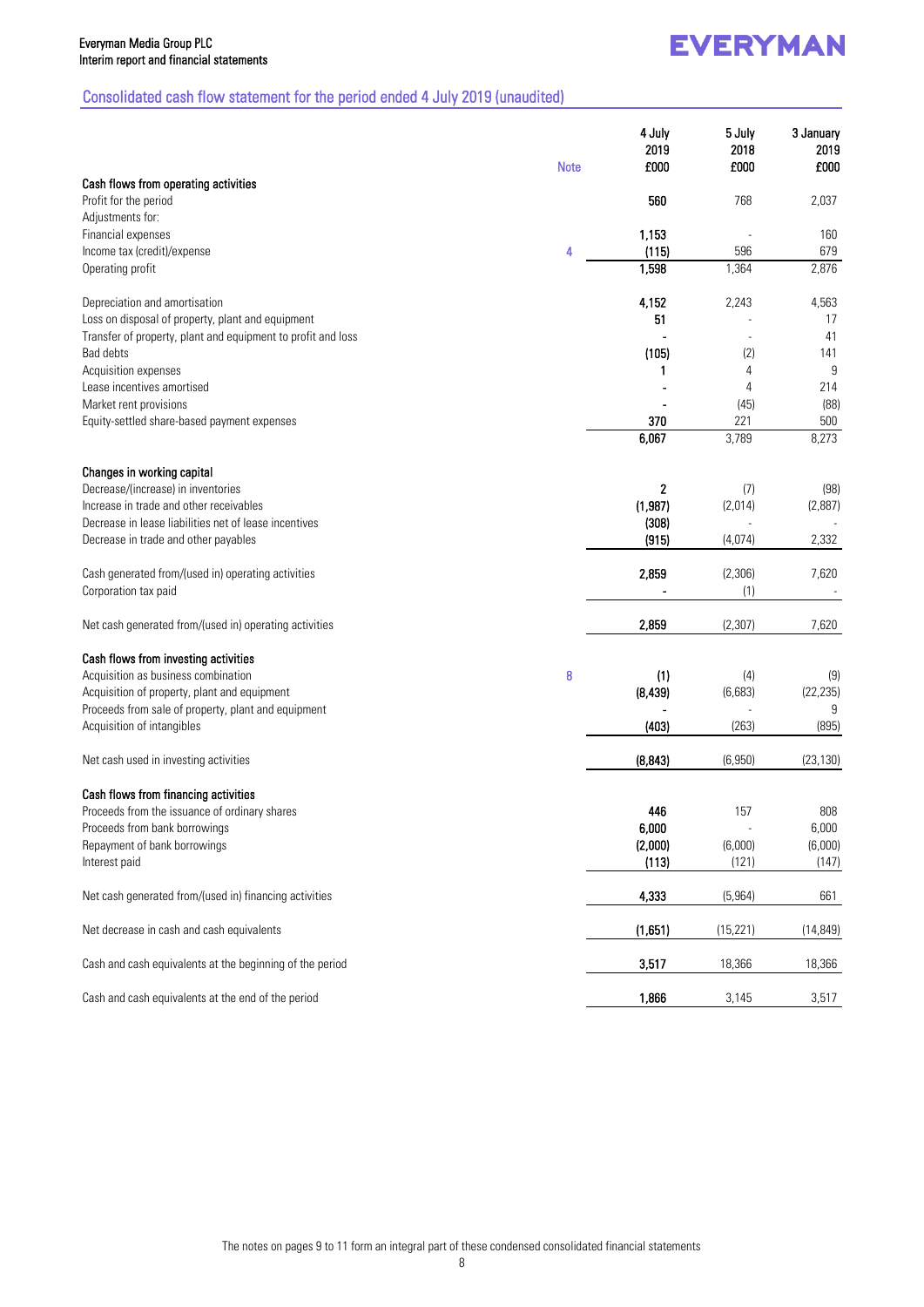## Consolidated cash flow statement for the period ended 4 July 2019 (unaudited)

| | Note | 4 July 2019 £000 | 5 July 2018 £000 | 3 January 2019 £000 |
|---|---|---|---|---|
| **Cash flows from operating activities** | | | | |
| Profit for the period | | **560** | 768 | 2,037 |
| Adjustments for: | | | | |
| Financial expenses | | **1,153** | - | 160 |
| Income tax (credit)/expense | 4 | **(115)** | 596 | 679 |
| Operating profit | | **1,598** | 1,364 | 2,876 |
| | | | | |
| Depreciation and amortisation | | **4,152** | 2,243 | 4,563 |
| Loss on disposal of property, plant and equipment | | **51** | - | 17 |
| Transfer of property, plant and equipment to profit and loss | | **-** | - | 41 |
| Bad debts | | **(105)** | (2) | 141 |
| Acquisition expenses | | **1** | 4 | 9 |
| Lease incentives amortised | | **-** | 4 | 214 |
| Market rent provisions | | **-** | (45) | (88) |
| Equity-settled share-based payment expenses | | **370** | 221 | 500 |
| | | **6,067** | 3,789 | 8,273 |
| | | | | |
| **Changes in working capital** | | | | |
| Decrease/(increase) in inventories | | **2** | (7) | (98) |
| Increase in trade and other receivables | | **(1,987)** | (2,014) | (2,887) |
| Decrease in lease liabilities net of lease incentives | | **(308)** | - | - |
| Decrease in trade and other payables | | **(915)** | (4,074) | 2,332 |
| | | | | |
| Cash generated from/(used in) operating activities | | **2,859** | (2,306) | 7,620 |
| Corporation tax paid | | **-** | (1) | - |
| | | | | |
| Net cash generated from/(used in) operating activities | | **2,859** | (2,307) | 7,620 |
| | | | | |
| **Cash flows from investing activities** | | | | |
| Acquisition as business combination | 8 | **(1)** | (4) | (9) |
| Acquisition of property, plant and equipment | | **(8,439)** | (6,683) | (22,235) |
| Proceeds from sale of property, plant and equipment | | **-** | - | 9 |
| Acquisition of intangibles | | **(403)** | (263) | (895) |
| | | | | |
| Net cash used in investing activities | | **(8,843)** | (6,950) | (23,130) |
| | | | | |
| **Cash flows from financing activities** | | | | |
| Proceeds from the issuance of ordinary shares | | **446** | 157 | 808 |
| Proceeds from bank borrowings | | **6,000** | - | 6,000 |
| Repayment of bank borrowings | | **(2,000)** | (6,000) | (6,000) |
| Interest paid | | **(113)** | (121) | (147) |
| | | | | |
| Net cash generated from/(used in) financing activities | | **4,333** | (5,964) | 661 |
| | | | | |
| Net decrease in cash and cash equivalents | | **(1,651)** | (15,221) | (14,849) |
| | | | | |
| Cash and cash equivalents at the beginning of the period | | **3,517** | 18,366 | 18,366 |
| | | | | |
| Cash and cash equivalents at the end of the period | | **1,866** | 3,145 | 3,517 |

The notes on pages 9 to 11 form an integral part of these condensed consolidated financial statements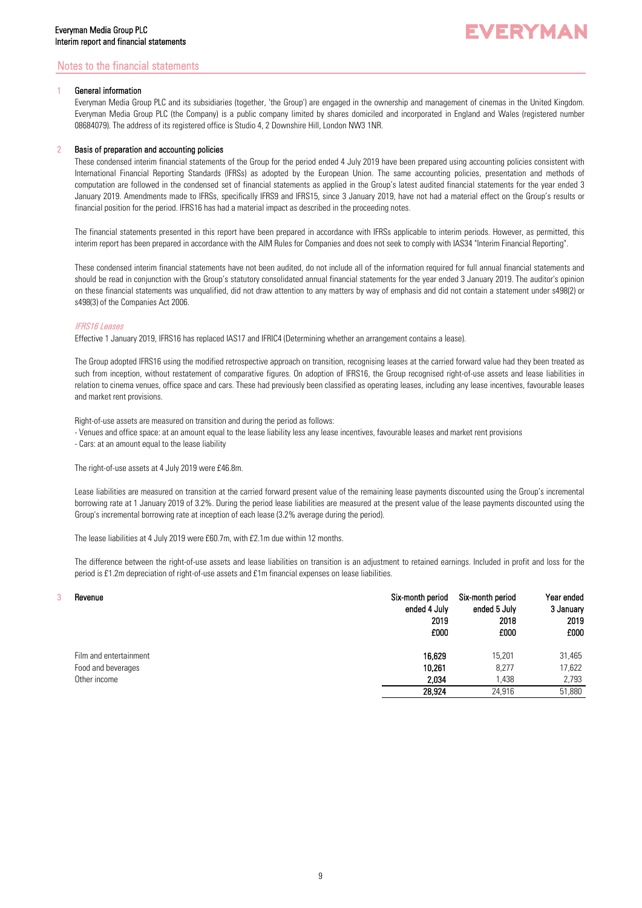## Notes to the financial statements

### 1 General information

Everyman Media Group PLC and its subsidiaries (together, 'the Group') are engaged in the ownership and management of cinemas in the United Kingdom. Everyman Media Group PLC (the Company) is a public company limited by shares domiciled and incorporated in England and Wales (registered number 08684079). The address of its registered office is Studio 4, 2 Downshire Hill, London NW3 1NR.

### 2 Basis of preparation and accounting policies

These condensed interim financial statements of the Group for the period ended 4 July 2019 have been prepared using accounting policies consistent with International Financial Reporting Standards (IFRSs) as adopted by the European Union. The same accounting policies, presentation and methods of computation are followed in the condensed set of financial statements as applied in the Group's latest audited financial statements for the year ended 3 January 2019. Amendments made to IFRSs, specifically IFRS9 and IFRS15, since 3 January 2019, have not had a material effect on the Group's results or financial position for the period. IFRS16 has had a material impact as described in the proceeding notes.

The financial statements presented in this report have been prepared in accordance with IFRSs applicable to interim periods. However, as permitted, this interim report has been prepared in accordance with the AIM Rules for Companies and does not seek to comply with IAS34 "Interim Financial Reporting".

These condensed interim financial statements have not been audited, do not include all of the information required for full annual financial statements and should be read in conjunction with the Group's statutory consolidated annual financial statements for the year ended 3 January 2019. The auditor's opinion on these financial statements was unqualified, did not draw attention to any matters by way of emphasis and did not contain a statement under s498(2) or s498(3) of the Companies Act 2006.

*IFRS16 Leases*

Effective 1 January 2019, IFRS16 has replaced IAS17 and IFRIC4 (Determining whether an arrangement contains a lease).

The Group adopted IFRS16 using the modified retrospective approach on transition, recognising leases at the carried forward value had they been treated as such from inception, without restatement of comparative figures. On adoption of IFRS16, the Group recognised right-of-use assets and lease liabilities in relation to cinema venues, office space and cars. These had previously been classified as operating leases, including any lease incentives, favourable leases and market rent provisions.

Right-of-use assets are measured on transition and during the period as follows:

- Venues and office space: at an amount equal to the lease liability less any lease incentives, favourable leases and market rent provisions
- Cars: at an amount equal to the lease liability

The right-of-use assets at 4 July 2019 were £46.8m.

Lease liabilities are measured on transition at the carried forward present value of the remaining lease payments discounted using the Group's incremental borrowing rate at 1 January 2019 of 3.2%. During the period lease liabilities are measured at the present value of the lease payments discounted using the Group's incremental borrowing rate at inception of each lease (3.2% average during the period).

The lease liabilities at 4 July 2019 were £60.7m, with £2.1m due within 12 months.

The difference between the right-of-use assets and lease liabilities on transition is an adjustment to retained earnings. Included in profit and loss for the period is £1.2m depreciation of right-of-use assets and £1m financial expenses on lease liabilities.

### 3 Revenue

| | Six-month period ended 4 July 2019 £000 | Six-month period ended 5 July 2018 £000 | Year ended 3 January 2019 £000 |
|---|---|---|---|
| Film and entertainment | **16,629** | 15,201 | 31,465 |
| Food and beverages | **10,261** | 8,277 | 17,622 |
| Other income | **2,034** | 1,438 | 2,793 |
| | **28,924** | 24,916 | 51,880 |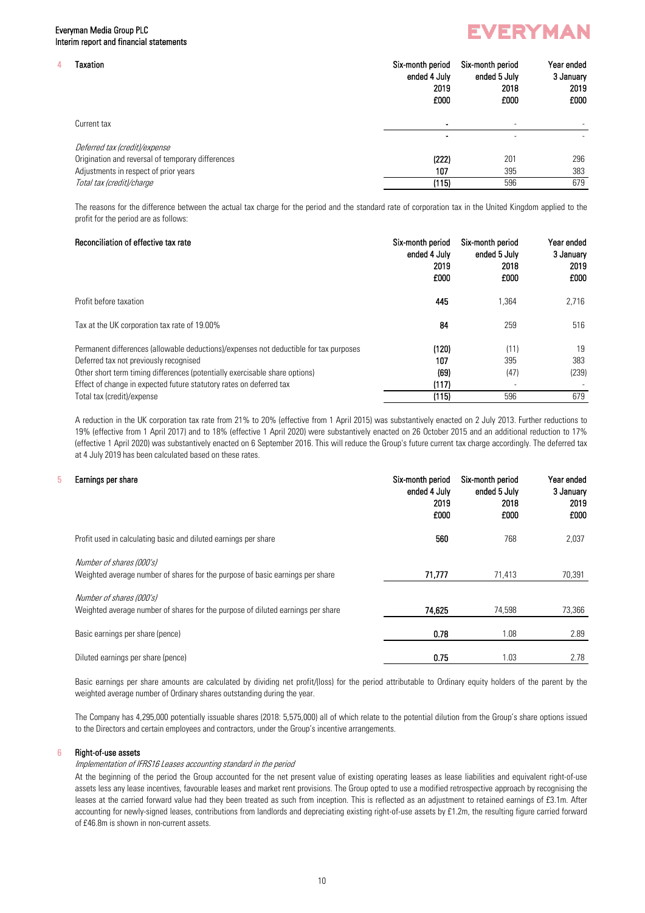## 4 Taxation

| | Six-month period ended 4 July 2019 £000 | Six-month period ended 5 July 2018 £000 | Year ended 3 January 2019 £000 |
|---|---|---|---|
| Current tax | **-** | - | - |
| | **-** | - | - |
| *Deferred tax (credit)/expense* | | | |
| Origination and reversal of temporary differences | **(222)** | 201 | 296 |
| Adjustments in respect of prior years | **107** | 395 | 383 |
| *Total tax (credit)/charge* | **(115)** | 596 | 679 |

The reasons for the difference between the actual tax charge for the period and the standard rate of corporation tax in the United Kingdom applied to the profit for the period are as follows:

| Reconciliation of effective tax rate | Six-month period ended 4 July 2019 £000 | Six-month period ended 5 July 2018 £000 | Year ended 3 January 2019 £000 |
|---|---|---|---|
| Profit before taxation | **445** | 1,364 | 2,716 |
| Tax at the UK corporation tax rate of 19.00% | **84** | 259 | 516 |
| Permanent differences (allowable deductions)/expenses not deductible for tax purposes | **(120)** | (11) | 19 |
| Deferred tax not previously recognised | **107** | 395 | 383 |
| Other short term timing differences (potentially exercisable share options) | **(69)** | (47) | (239) |
| Effect of change in expected future statutory rates on deferred tax | **(117)** | - | - |
| Total tax (credit)/expense | **(115)** | 596 | 679 |

A reduction in the UK corporation tax rate from 21% to 20% (effective from 1 April 2015) was substantively enacted on 2 July 2013. Further reductions to 19% (effective from 1 April 2017) and to 18% (effective 1 April 2020) were substantively enacted on 26 October 2015 and an additional reduction to 17% (effective 1 April 2020) was substantively enacted on 6 September 2016. This will reduce the Group's future current tax charge accordingly. The deferred tax at 4 July 2019 has been calculated based on these rates.

## 5 Earnings per share

| | Six-month period ended 4 July 2019 £000 | Six-month period ended 5 July 2018 £000 | Year ended 3 January 2019 £000 |
|---|---|---|---|
| Profit used in calculating basic and diluted earnings per share | **560** | 768 | 2,037 |
| *Number of shares (000's)* | | | |
| Weighted average number of shares for the purpose of basic earnings per share | **71,777** | 71,413 | 70,391 |
| *Number of shares (000's)* | | | |
| Weighted average number of shares for the purpose of diluted earnings per share | **74,625** | 74,598 | 73,366 |
| Basic earnings per share (pence) | **0.78** | 1.08 | 2.89 |
| Diluted earnings per share (pence) | **0.75** | 1.03 | 2.78 |

Basic earnings per share amounts are calculated by dividing net profit/(loss) for the period attributable to Ordinary equity holders of the parent by the weighted average number of Ordinary shares outstanding during the year.

The Company has 4,295,000 potentially issuable shares (2018: 5,575,000) all of which relate to the potential dilution from the Group's share options issued to the Directors and certain employees and contractors, under the Group's incentive arrangements.

## 6 Right-of-use assets

*Implementation of IFRS16 Leases accounting standard in the period*

At the beginning of the period the Group accounted for the net present value of existing operating leases as lease liabilities and equivalent right-of-use assets less any lease incentives, favourable leases and market rent provisions. The Group opted to use a modified retrospective approach by recognising the leases at the carried forward value had they been treated as such from inception. This is reflected as an adjustment to retained earnings of £3.1m. After accounting for newly-signed leases, contributions from landlords and depreciating existing right-of-use assets by £1.2m, the resulting figure carried forward of £46.8m is shown in non-current assets.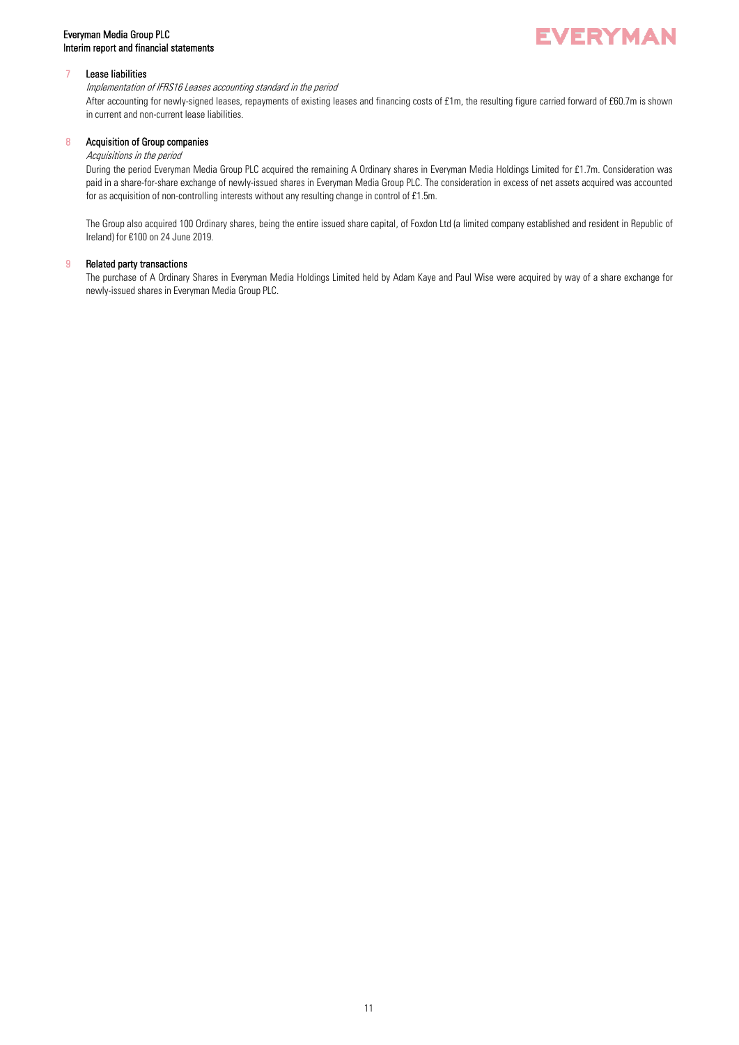## 7 Lease liabilities

*Implementation of IFRS16 Leases accounting standard in the period*

After accounting for newly-signed leases, repayments of existing leases and financing costs of £1m, the resulting figure carried forward of £60.7m is shown in current and non-current lease liabilities.

## 8 Acquisition of Group companies

*Acquisitions in the period*

During the period Everyman Media Group PLC acquired the remaining A Ordinary shares in Everyman Media Holdings Limited for £1.7m. Consideration was paid in a share-for-share exchange of newly-issued shares in Everyman Media Group PLC. The consideration in excess of net assets acquired was accounted for as acquisition of non-controlling interests without any resulting change in control of £1.5m.

The Group also acquired 100 Ordinary shares, being the entire issued share capital, of Foxdon Ltd (a limited company established and resident in Republic of Ireland) for €100 on 24 June 2019.

## 9 Related party transactions

The purchase of A Ordinary Shares in Everyman Media Holdings Limited held by Adam Kaye and Paul Wise were acquired by way of a share exchange for newly-issued shares in Everyman Media Group PLC.